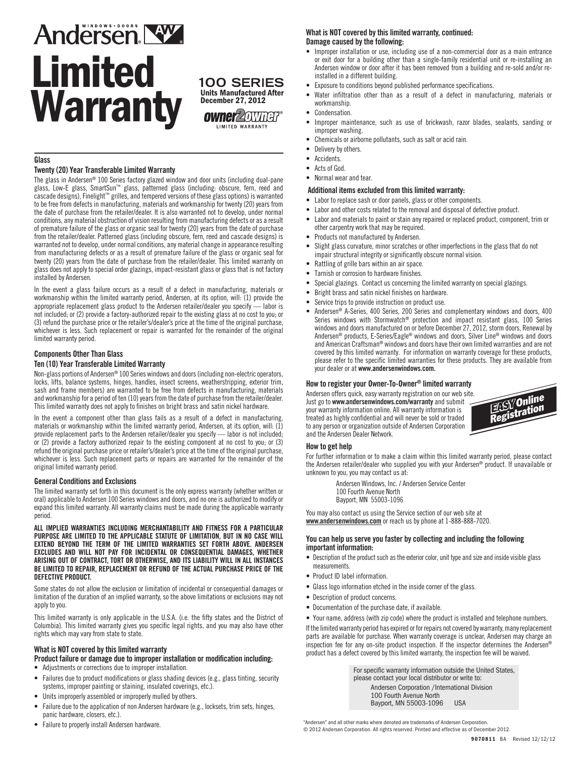# Andersen® WINDOWS • DOORS

# Limited Warranty

**100 SERIES**
**Units Manufactured After December 27, 2012**

owner2owner® LIMITED WARRANTY

## Glass

### Twenty (20) Year Transferable Limited Warranty

The glass in Andersen® 100 Series factory glazed window and door units (including dual-pane glass, Low-E glass, SmartSun™ glass, patterned glass (including: obscure, fern, reed and cascade designs), Finelight™ grilles, and tempered versions of these glass options) is warranted to be free from defects in manufacturing, materials and workmanship for twenty (20) years from the date of purchase from the retailer/dealer. It is also warranted not to develop, under normal conditions, any material obstruction of vision resulting from manufacturing defects or as a result of premature failure of the glass or organic seal for twenty (20) years from the date of purchase from the retailer/dealer. Patterned glass (including obscure, fern, reed and cascade designs) is warranted not to develop, under normal conditions, any material change in appearance resulting from manufacturing defects or as a result of premature failure of the glass or organic seal for twenty (20) years from the date of purchase from the retailer/dealer. This limited warranty on glass does not apply to special order glazings, impact-resistant glass or glass that is not factory installed by Andersen.

In the event a glass failure occurs as a result of a defect in manufacturing, materials or workmanship within the limited warranty period, Andersen, at its option, will: (1) provide the appropriate replacement glass product to the Andersen retailer/dealer you specify — labor is not included; or (2) provide a factory-authorized repair to the existing glass at no cost to you; or (3) refund the purchase price or the retailer's/dealer's price at the time of the original purchase, whichever is less. Such replacement or repair is warranted for the remainder of the original limited warranty period.

## Components Other Than Glass

### Ten (10) Year Transferable Limited Warranty

Non-glass portions of Andersen® 100 Series windows and doors (including non-electric operators, locks, lifts, balance systems, hinges, handles, insect screens, weatherstripping, exterior trim, sash and frame members) are warranted to be free from defects in manufacturing, materials and workmanship for a period of ten (10) years from the date of purchase from the retailer/dealer. This limited warranty does not apply to finishes on bright brass and satin nickel hardware.

In the event a component other than glass fails as a result of a defect in manufacturing, materials or workmanship within the limited warranty period, Andersen, at its option, will: (1) provide replacement parts to the Andersen retailer/dealer you specify — labor is not included; or (2) provide a factory authorized repair to the existing component at no cost to you; or (3) refund the original purchase price or retailer's/dealer's price at the time of the original purchase, whichever is less. Such replacement parts or repairs are warranted for the remainder of the original limited warranty period.

## General Conditions and Exclusions

The limited warranty set forth in this document is the only express warranty (whether written or oral) applicable to Andersen 100 Series windows and doors, and no one is authorized to modify or expand this limited warranty. All warranty claims must be made during the applicable warranty period.

**ALL IMPLIED WARRANTIES INCLUDING MERCHANTABILITY AND FITNESS FOR A PARTICULAR PURPOSE ARE LIMITED TO THE APPLICABLE STATUTE OF LIMITATION, BUT IN NO CASE WILL EXTEND BEYOND THE TERM OF THE LIMITED WARRANTIES SET FORTH ABOVE. ANDERSEN EXCLUDES AND WILL NOT PAY FOR INCIDENTAL OR CONSEQUENTIAL DAMAGES, WHETHER ARISING OUT OF CONTRACT, TORT OR OTHERWISE, AND ITS LIABILITY WILL IN ALL INSTANCES BE LIMITED TO REPAIR, REPLACEMENT OR REFUND OF THE ACTUAL PURCHASE PRICE OF THE DEFECTIVE PRODUCT.**

Some states do not allow the exclusion or limitation of incidental or consequential damages or limitation of the duration of an implied warranty, so the above limitations or exclusions may not apply to you.

This limited warranty is only applicable in the U.S.A. (i.e. the fifty states and the District of Columbia). This limited warranty gives you specific legal rights, and you may also have other rights which may vary from state to state.

## What is NOT covered by this limited warranty

### Product failure or damage due to improper installation or modification including:

- Adjustments or corrections due to improper installation.
- Failures due to product modifications or glass shading devices (e.g., glass tinting, security systems, improper painting or staining, insulated coverings, etc.).
- Units improperly assembled or improperly mulled by others.
- Failure due to the application of non Andersen hardware (e.g., locksets, trim sets, hinges, panic hardware, closers, etc.).
- Failure to properly install Andersen hardware.

## What is NOT covered by this limited warranty, continued:

### Damage caused by the following:

- Improper installation or use, including use of a non-commercial door as a main entrance or exit door for a building other than a single-family residential unit or re-installing an Andersen window or door after it has been removed from a building and re-sold and/or re-installed in a different building.
- Exposure to conditions beyond published performance specifications.
- Water infiltration other than as a result of a defect in manufacturing, materials or workmanship.
- Condensation.
- Improper maintenance, such as use of brickwash, razor blades, sealants, sanding or improper washing.
- Chemicals or airborne pollutants, such as salt or acid rain.
- Delivery by others.
- Accidents.
- Acts of God.
- Normal wear and tear.

### Additional items excluded from this limited warranty:

- Labor to replace sash or door panels, glass or other components.
- Labor and other costs related to the removal and disposal of defective product.
- Labor and materials to paint or stain any repaired or replaced product, component, trim or other carpentry work that may be required.
- Products not manufactured by Andersen.
- Slight glass curvature, minor scratches or other imperfections in the glass that do not impair structural integrity or significantly obscure normal vision.
- Rattling of grille bars within an air space.
- Tarnish or corrosion to hardware finishes.
- Special glazings. Contact us concerning the limited warranty on special glazings.
- Bright brass and satin nickel finishes on hardware.
- Service trips to provide instruction on product use.
- Andersen® A-Series, 400 Series, 200 Series and complementary windows and doors, 400 Series windows with Stormwatch® protection and impact resistant glass, 100 Series windows and doors manufactured on or before December 27, 2012, storm doors, Renewal by Andersen® products, E-Series/Eagle® windows and doors, Silver Line® windows and doors and American Craftsman® windows and doors have their own limited warranties and are not covered by this limited warranty. For information on warranty coverage for these products, please refer to the specific limited warranties for these products. They are available from your dealer or at **www.andersenwindows.com.**

## How to register your Owner-To-Owner® limited warranty

Andersen offers quick, easy warranty registration on our web site. Just go to **www.andersenwindows.com/warranty** and submit your warranty information online. All warranty information is treated as highly confidential and will never be sold or traded to any person or organization outside of Andersen Corporation and the Andersen Dealer Network.

**EASY Online Registration**

## How to get help

For further information or to make a claim within this limited warranty period, please contact the Andersen retailer/dealer who supplied you with your Andersen® product. If unavailable or unknown to you, you may contact us at:

Andersen Windows, Inc. / Andersen Service Center
100 Fourth Avenue North
Bayport, MN 55003-1096

You may also contact us using the Service section of our web site at **www.andersenwindows.com** or reach us by phone at 1-888-888-7020.

### You can help us serve you faster by collecting and including the following important information:

- Description of the product such as the exterior color, unit type and size and inside visible glass measurements.
- Product ID label information.
- Glass logo information etched in the inside corner of the glass.
- Description of product concerns.
- Documentation of the purchase date, if available.
- Your name, address (with zip code) where the product is installed and telephone numbers.

If the limited warranty period has expired or for repairs not covered by warranty, many replacement parts are available for purchase. When warranty coverage is unclear, Andersen may charge an inspection fee for any on-site product inspection. If the inspector determines the Andersen® product has a defect covered by this limited warranty, the inspection fee will be waived.

For specific warranty information outside the United States, please contact your local distributor or write to:

Andersen Corporation / International Division
100 Fourth Avenue North
Bayport, MN 55003-1096 USA

"Andersen" and all other marks where denoted are trademarks of Andersen Corporation.
© 2012 Andersen Corporation. All rights reserved. Printed and effective as of December 2012.

9070811 BA Revised 12/12/12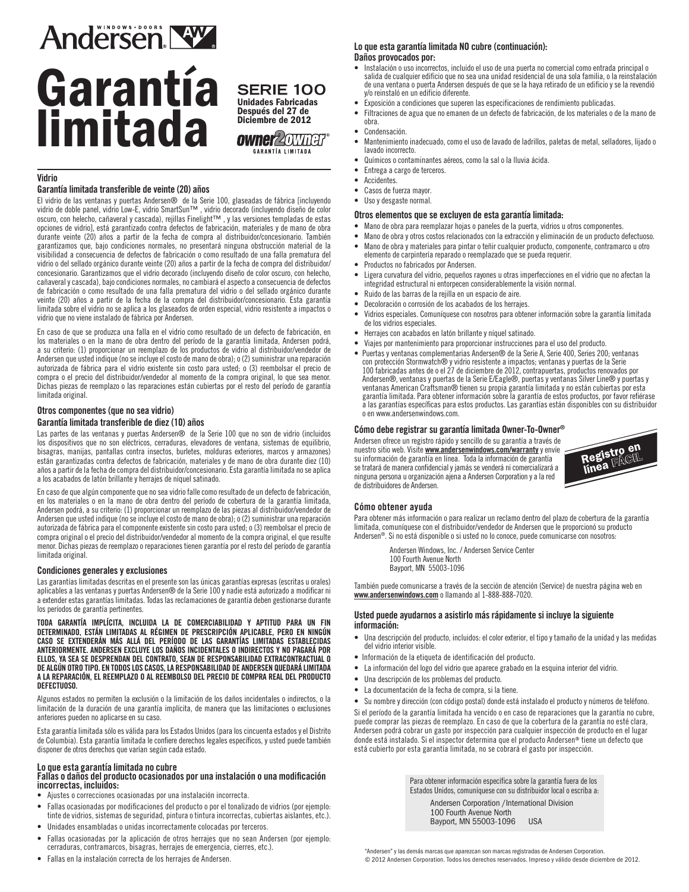# Andersen® WINDOWS • DOORS

# Garantía limitada

**SERIE 100**
**Unidades Fabricadas Después del 27 de Diciembre de 2012**

owner2owner® GARANTÍA LIMITADA

### Vidrio

#### Garantía limitada transferible de veinte (20) años

El vidrio de las ventanas y puertas Andersen® de la Serie 100, glaseadas de fábrica [incluyendo vidrio de doble panel, vidrio Low-E, vidrio SmartSun™ , vidrio decorado (incluyendo diseño de color oscuro, con helecho, cañaveral y cascada), rejillas Finelight™ , y las versiones templadas de estas opciones de vidrio], está garantizado contra defectos de fabricación, materiales y de mano de obra durante veinte (20) años a partir de la fecha de compra al distribuidor/concesionario. También garantizamos que, bajo condiciones normales, no presentará ninguna obstrucción material de la visibilidad a consecuencia de defectos de fabricación o como resultado de una falla prematura del vidrio o del sellado orgánico durante veinte (20) años a partir de la fecha de compra del distribuidor/concesionario. Garantizamos que el vidrio decorado (incluyendo diseño de color oscuro, con helecho, cañaveral y cascada), bajo condiciones normales, no cambiará el aspecto a consecuencia de defectos de fabricación o como resultado de una falla prematura del vidrio o del sellado orgánico durante veinte (20) años a partir de la fecha de la compra del distribuidor/concesionario. Esta garantía limitada sobre el vidrio no se aplica a los glaseados de orden especial, vidrio resistente a impactos o vidrio que no viene instalado de fábrica por Andersen.

En caso de que se produzca una falla en el vidrio como resultado de un defecto de fabricación, en los materiales o en la mano de obra dentro del período de la garantía limitada, Andersen podrá, a su criterio: (1) proporcionar un reemplazo de los productos de vidrio al distribuidor/vendedor de Andersen que usted indique (no se incluye el costo de mano de obra); o (2) suministrar una reparación autorizada de fábrica para el vidrio existente sin costo para usted; o (3) reembolsar el precio de compra o el precio del distribuidor/vendedor al momento de la compra original, lo que sea menor. Dichas piezas de reemplazo o las reparaciones están cubiertas por el resto del período de garantía limitada original.

### Otros componentes (que no sea vidrio)

#### Garantía limitada transferible de diez (10) años

Las partes de las ventanas y puertas Andersen® de la Serie 100 que no son de vidrio (incluidos los dispositivos que no son eléctricos, cerraduras, elevadores de ventana, sistemas de equilibrio, bisagras, manijas, pantallas contra insectos, burletes, molduras exteriores, marcos y armazones) están garantizadas contra defectos de fabricación, materiales y de mano de obra durante diez (10) años a partir de la fecha de compra del distribuidor/concesionario. Esta garantía limitada no se aplica a los acabados de latón brillante y herrajes de níquel satinado.

En caso de que algún componente que no sea vidrio falle como resultado de un defecto de fabricación, en los materiales o en la mano de obra dentro del período de cobertura de la garantía limitada, Andersen podrá, a su criterio: (1) proporcionar un reemplazo de las piezas al distribuidor/vendedor de Andersen que usted indique (no se incluye el costo de mano de obra); o (2) suministrar una reparación autorizada de fábrica para el componente existente sin costo para usted; o (3) reembolsar el precio de compra original o el precio del distribuidor/vendedor al momento de la compra original, el que resulte menor. Dichas piezas de reemplazo o reparaciones tienen garantía por el resto del período de garantía limitada original.

### Condiciones generales y exclusiones

Las garantías limitadas descritas en el presente son las únicas garantías expresas (escritas u orales) aplicables a las ventanas y puertas Andersen® de la Serie 100 y nadie está autorizado a modificar ni a extender estas garantías limitadas. Todas las reclamaciones de garantía deben gestionarse durante los períodos de garantía pertinentes.

**TODA GARANTÍA IMPLÍCITA, INCLUIDA LA DE COMERCIABILIDAD Y APTITUD PARA UN FIN DETERMINADO, ESTÁN LIMITADAS AL RÉGIMEN DE PRESCRIPCIÓN APLICABLE, PERO EN NINGÚN CASO SE EXTENDERÁN MÁS ALLÁ DEL PERÍODO DE LAS GARANTÍAS LIMITADAS ESTABLECIDAS ANTERIORMENTE. ANDERSEN EXCLUYE LOS DAÑOS INCIDENTALES O INDIRECTOS Y NO PAGARÁ POR ELLOS, YA SEA SE DESPRENDAN DEL CONTRATO, SEAN DE RESPONSABILIDAD EXTRACONTRACTUAL O DE ALGÚN OTRO TIPO. EN TODOS LOS CASOS, LA RESPONSABILIDAD DE ANDERSEN QUEDARÁ LIMITADA A LA REPARACIÓN, EL REEMPLAZO O AL REEMBOLSO DEL PRECIO DE COMPRA REAL DEL PRODUCTO DEFECTUOSO.**

Algunos estados no permiten la exclusión o la limitación de los daños incidentales o indirectos, o la limitación de la duración de una garantía implícita, de manera que las limitaciones o exclusiones anteriores pueden no aplicarse en su caso.

Esta garantía limitada sólo es válida para los Estados Unidos (para los cincuenta estados y el Distrito de Columbia). Esta garantía limitada le confiere derechos legales específicos, y usted puede también disponer de otros derechos que varían según cada estado.

### Lo que esta garantía limitada no cubre

#### Fallas o daños del producto ocasionados por una instalación o una modificación incorrectas, incluidos:

- Ajustes o correcciones ocasionadas por una instalación incorrecta.
- Fallas ocasionadas por modificaciones del producto o por el tonalizado de vidrios (por ejemplo: tinte de vidrios, sistemas de seguridad, pintura o tintura incorrectas, cubiertas aislantes, etc.).
- Unidades ensambladas o unidas incorrectamente colocadas por terceros.
- Fallas ocasionadas por la aplicación de otros herrajes que no sean Andersen (por ejemplo: cerraduras, contramarcos, bisagras, herrajes de emergencia, cierres, etc.).
- Fallas en la instalación correcta de los herrajes de Andersen.

### Lo que esta garantía limitada NO cubre (continuación):

#### Daños provocados por:

- Instalación o uso incorrectos, incluido el uso de una puerta no comercial como entrada principal o salida de cualquier edificio que no sea una unidad residencial de una sola familia, o la reinstalación de una ventana o puerta Andersen después de que se la haya retirado de un edificio y se la revendió y/o reinstaló en un edificio diferente.
- Exposición a condiciones que superen las especificaciones de rendimiento publicadas.
- Filtraciones de agua que no emanen de un defecto de fabricación, de los materiales o de la mano de obra.
- Condensación.
- Mantenimiento inadecuado, como el uso de lavado de ladrillos, paletas de metal, selladores, lijado o lavado incorrecto.
- Químicos o contaminantes aéreos, como la sal o la lluvia ácida.
- Entrega a cargo de terceros.
- Accidentes.
- Casos de fuerza mayor.
- Uso y desgaste normal.

### Otros elementos que se excluyen de esta garantía limitada:

- Mano de obra para reemplazar hojas o paneles de la puerta, vidrios u otros componentes.
- Mano de obra y otros costos relacionados con la extracción y eliminación de un producto defectuoso.
- Mano de obra y materiales para pintar o teñir cualquier producto, componente, contramarco u otro elemento de carpintería reparado o reemplazado que se pueda requerir.
- Productos no fabricados por Andersen.
- Ligera curvatura del vidrio, pequeños rayones u otras imperfecciones en el vidrio que no afectan la integridad estructural ni entorpecen considerablemente la visión normal.
- Ruido de las barras de la rejilla en un espacio de aire.
- Decoloración o corrosión de los acabados de los herrajes.
- Vidrios especiales. Comuníquese con nosotros para obtener información sobre la garantía limitada de los vidrios especiales.
- Herrajes con acabados en latón brillante y níquel satinado.
- Viajes por mantenimiento para proporcionar instrucciones para el uso del producto.
- Puertas y ventanas complementarias Andersen® de la Serie A, Serie 400, Series 200; ventanas con protección Stormwatch® y vidrio resistente a impactos; ventanas y puertas de la Serie 100 fabricadas antes de o el 27 de diciembre de 2012, contrapuertas, productos renovados por Andersen®, ventanas y puertas de la Serie E/Eagle®, puertas y ventanas Silver Line® y puertas y ventanas American Craftsman® tienen su propia garantía limitada y no están cubiertas por esta garantía limitada. Para obtener información sobre la garantía de estos productos, por favor refiérase a las garantías específicas para estos productos. Las garantías están disponibles con su distribuidor o en www.andersenwindows.com.

### Cómo debe registrar su garantía limitada Owner-To-Owner®

Andersen ofrece un registro rápido y sencillo de su garantía a través de nuestro sitio web. Visite **www.andersenwindows.com/warranty** y envíe su información de garantía en línea. Toda la información de garantía se tratará de manera confidencial y jamás se venderá ni comercializará a ninguna persona u organización ajena a Andersen Corporation y a la red de distribuidores de Andersen.

Registro en línea FÁCIL

### Cómo obtener ayuda

Para obtener más información o para realizar un reclamo dentro del plazo de cobertura de la garantía limitada, comuníquese con el distribuidor/vendedor de Andersen que le proporcionó su producto Andersen®. Si no está disponible o si usted no lo conoce, puede comunicarse con nosotros:

Andersen Windows, Inc. / Andersen Service Center
100 Fourth Avenue North
Bayport, MN 55003-1096

También puede comunicarse a través de la sección de atención (Service) de nuestra página web en **www.andersenwindows.com** o llamando al 1-888-888-7020.

### Usted puede ayudarnos a asistirlo más rápidamente si incluye la siguiente información:

- Una descripción del producto, incluidos: el color exterior, el tipo y tamaño de la unidad y las medidas del vidrio interior visible.
- Información de la etiqueta de identificación del producto.
- La información del logo del vidrio que aparece grabado en la esquina interior del vidrio.
- Una descripción de los problemas del producto.
- La documentación de la fecha de compra, si la tiene.
- Su nombre y dirección (con código postal) donde está instalado el producto y números de teléfono.

Si el período de la garantía limitada ha vencido o en caso de reparaciones que la garantía no cubre, puede comprar las piezas de reemplazo. En caso de que la cobertura de la garantía no esté clara, Andersen podrá cobrar un gasto por inspección para cualquier inspección de producto en el lugar donde está instalado. Si el inspector determina que el producto Andersen® tiene un defecto que está cubierto por esta garantía limitada, no se cobrará el gasto por inspección.

Para obtener información específica sobre la garantía fuera de los Estados Unidos, comuníquese con su distribuidor local o escriba a:

Andersen Corporation / International Division
100 Fourth Avenue North
Bayport, MN 55003-1096 USA

"Andersen" y las demás marcas que aparezcan son marcas registradas de Andersen Corporation.
© 2012 Andersen Corporation. Todos los derechos reservados. Impreso y válido desde diciembre de 2012.